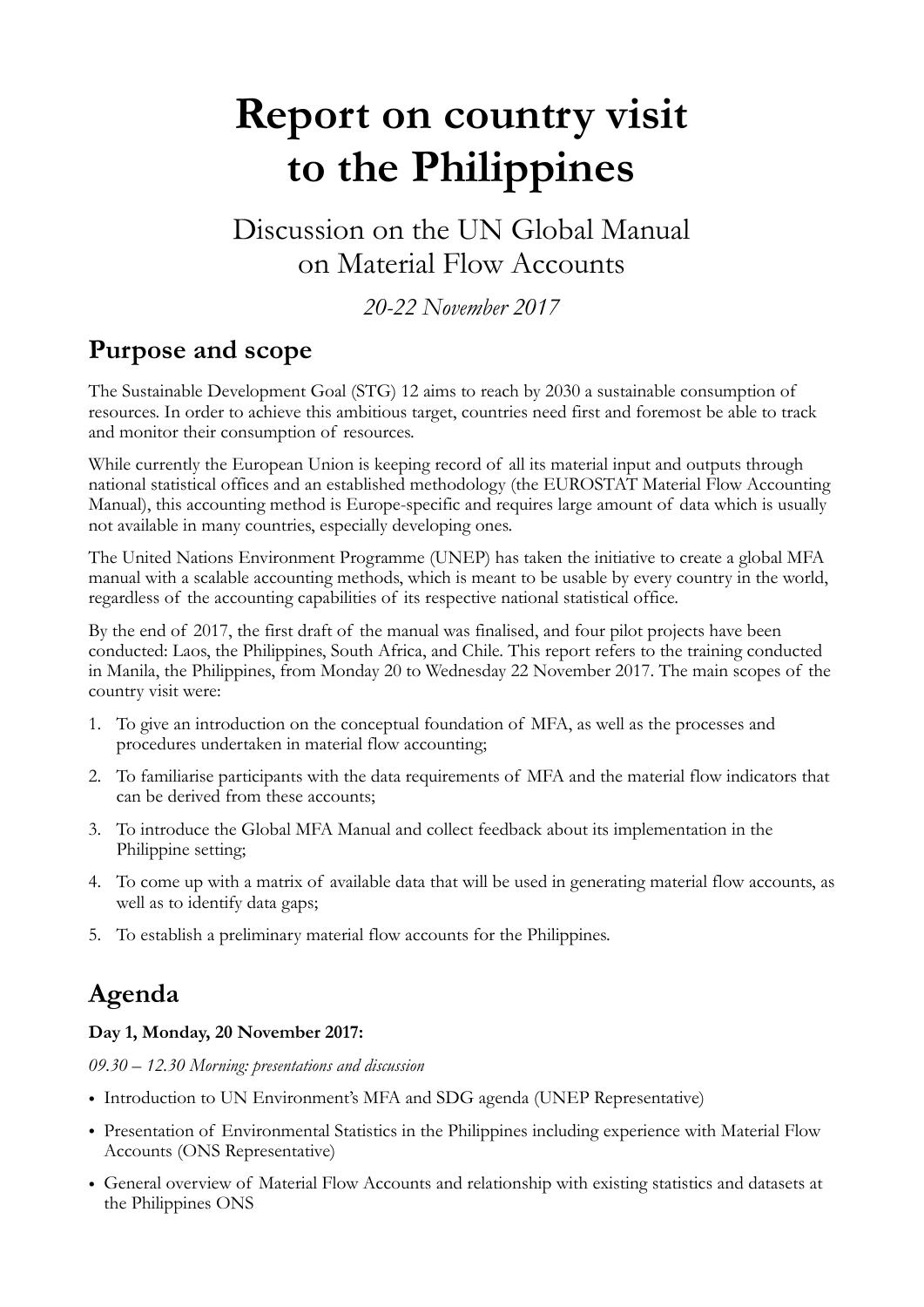# Report on country visit to the Philippines

## Discussion on the UN Global Manual on Material Flow Accounts

*20-22 November 2017*

## Purpose and scope

The Sustainable Development Goal (STG) 12 aims to reach by 2030 a sustainable consumption of resources. In order to achieve this ambitious target, countries need first and foremost be able to track and monitor their consumption of resources.

While currently the European Union is keeping record of all its material input and outputs through national statistical offices and an established methodology (the EUROSTAT Material Flow Accounting Manual), this accounting method is Europe-specific and requires large amount of data which is usually not available in many countries, especially developing ones.

The United Nations Environment Programme (UNEP) has taken the initiative to create a global MFA manual with a scalable accounting methods, which is meant to be usable by every country in the world, regardless of the accounting capabilities of its respective national statistical office.

By the end of 2017, the first draft of the manual was finalised, and four pilot projects have been conducted: Laos, the Philippines, South Africa, and Chile. This report refers to the training conducted in Manila, the Philippines, from Monday 20 to Wednesday 22 November 2017. The main scopes of the country visit were:

1. To give an introduction on the conceptual foundation of MFA, as well as the processes and procedures undertaken in material flow accounting;
2. To familiarise participants with the data requirements of MFA and the material flow indicators that can be derived from these accounts;
3. To introduce the Global MFA Manual and collect feedback about its implementation in the Philippine setting;
4. To come up with a matrix of available data that will be used in generating material flow accounts, as well as to identify data gaps;
5. To establish a preliminary material flow accounts for the Philippines.

## Agenda

**Day 1, Monday, 20 November 2017:**

*09.30 – 12.30 Morning: presentations and discussion*

- Introduction to UN Environment's MFA and SDG agenda (UNEP Representative)
- Presentation of Environmental Statistics in the Philippines including experience with Material Flow Accounts (ONS Representative)
- General overview of Material Flow Accounts and relationship with existing statistics and datasets at the Philippines ONS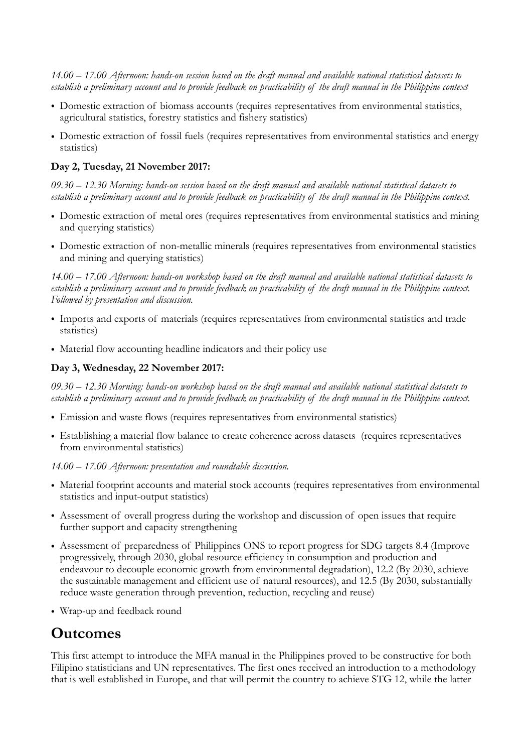*14.00 – 17.00 Afternoon: hands-on session based on the draft manual and available national statistical datasets to establish a preliminary account and to provide feedback on practicability of the draft manual in the Philippine context*

- Domestic extraction of biomass accounts (requires representatives from environmental statistics, agricultural statistics, forestry statistics and fishery statistics)
- Domestic extraction of fossil fuels (requires representatives from environmental statistics and energy statistics)

**Day 2, Tuesday, 21 November 2017:**

*09.30 – 12.30 Morning: hands-on session based on the draft manual and available national statistical datasets to establish a preliminary account and to provide feedback on practicability of the draft manual in the Philippine context.*

- Domestic extraction of metal ores (requires representatives from environmental statistics and mining and querying statistics)
- Domestic extraction of non-metallic minerals (requires representatives from environmental statistics and mining and querying statistics)

*14.00 – 17.00 Afternoon: hands-on workshop based on the draft manual and available national statistical datasets to establish a preliminary account and to provide feedback on practicability of the draft manual in the Philippine context. Followed by presentation and discussion.*

- Imports and exports of materials (requires representatives from environmental statistics and trade statistics)
- Material flow accounting headline indicators and their policy use

**Day 3, Wednesday, 22 November 2017:**

*09.30 – 12.30 Morning: hands-on workshop based on the draft manual and available national statistical datasets to establish a preliminary account and to provide feedback on practicability of the draft manual in the Philippine context.*

- Emission and waste flows (requires representatives from environmental statistics)
- Establishing a material flow balance to create coherence across datasets (requires representatives from environmental statistics)

*14.00 – 17.00 Afternoon: presentation and roundtable discussion.*

- Material footprint accounts and material stock accounts (requires representatives from environmental statistics and input-output statistics)
- Assessment of overall progress during the workshop and discussion of open issues that require further support and capacity strengthening
- Assessment of preparedness of Philippines ONS to report progress for SDG targets 8.4 (Improve progressively, through 2030, global resource efficiency in consumption and production and endeavour to decouple economic growth from environmental degradation), 12.2 (By 2030, achieve the sustainable management and efficient use of natural resources), and 12.5 (By 2030, substantially reduce waste generation through prevention, reduction, recycling and reuse)
- Wrap-up and feedback round

# Outcomes

This first attempt to introduce the MFA manual in the Philippines proved to be constructive for both Filipino statisticians and UN representatives. The first ones received an introduction to a methodology that is well established in Europe, and that will permit the country to achieve STG 12, while the latter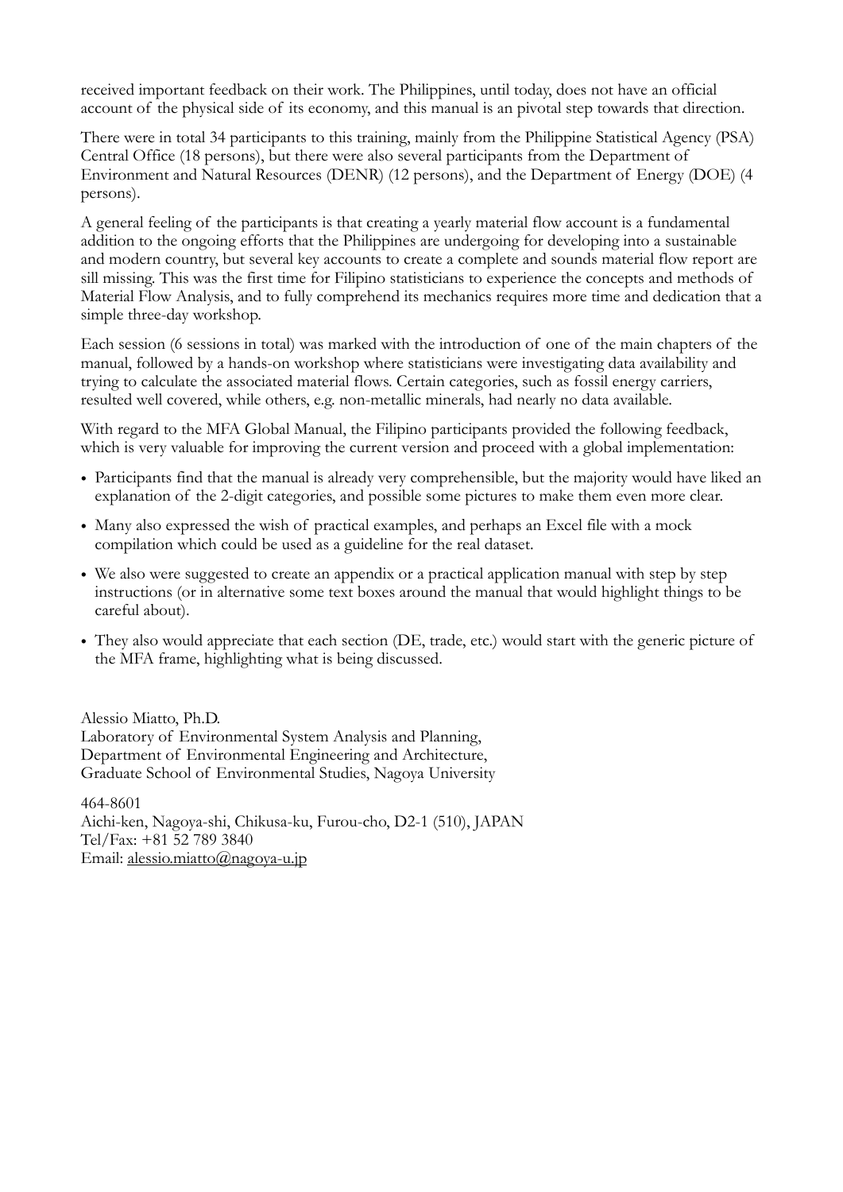received important feedback on their work. The Philippines, until today, does not have an official account of the physical side of its economy, and this manual is an pivotal step towards that direction.

There were in total 34 participants to this training, mainly from the Philippine Statistical Agency (PSA) Central Office (18 persons), but there were also several participants from the Department of Environment and Natural Resources (DENR) (12 persons), and the Department of Energy (DOE) (4 persons).

A general feeling of the participants is that creating a yearly material flow account is a fundamental addition to the ongoing efforts that the Philippines are undergoing for developing into a sustainable and modern country, but several key accounts to create a complete and sounds material flow report are sill missing. This was the first time for Filipino statisticians to experience the concepts and methods of Material Flow Analysis, and to fully comprehend its mechanics requires more time and dedication that a simple three-day workshop.

Each session (6 sessions in total) was marked with the introduction of one of the main chapters of the manual, followed by a hands-on workshop where statisticians were investigating data availability and trying to calculate the associated material flows. Certain categories, such as fossil energy carriers, resulted well covered, while others, e.g. non-metallic minerals, had nearly no data available.

With regard to the MFA Global Manual, the Filipino participants provided the following feedback, which is very valuable for improving the current version and proceed with a global implementation:

- Participants find that the manual is already very comprehensible, but the majority would have liked an explanation of the 2-digit categories, and possible some pictures to make them even more clear.
- Many also expressed the wish of practical examples, and perhaps an Excel file with a mock compilation which could be used as a guideline for the real dataset.
- We also were suggested to create an appendix or a practical application manual with step by step instructions (or in alternative some text boxes around the manual that would highlight things to be careful about).
- They also would appreciate that each section (DE, trade, etc.) would start with the generic picture of the MFA frame, highlighting what is being discussed.

Alessio Miatto, Ph.D.
Laboratory of Environmental System Analysis and Planning,
Department of Environmental Engineering and Architecture,
Graduate School of Environmental Studies, Nagoya University

464-8601
Aichi-ken, Nagoya-shi, Chikusa-ku, Furou-cho, D2-1 (510), JAPAN
Tel/Fax: +81 52 789 3840
Email: alessio.miatto@nagoya-u.jp